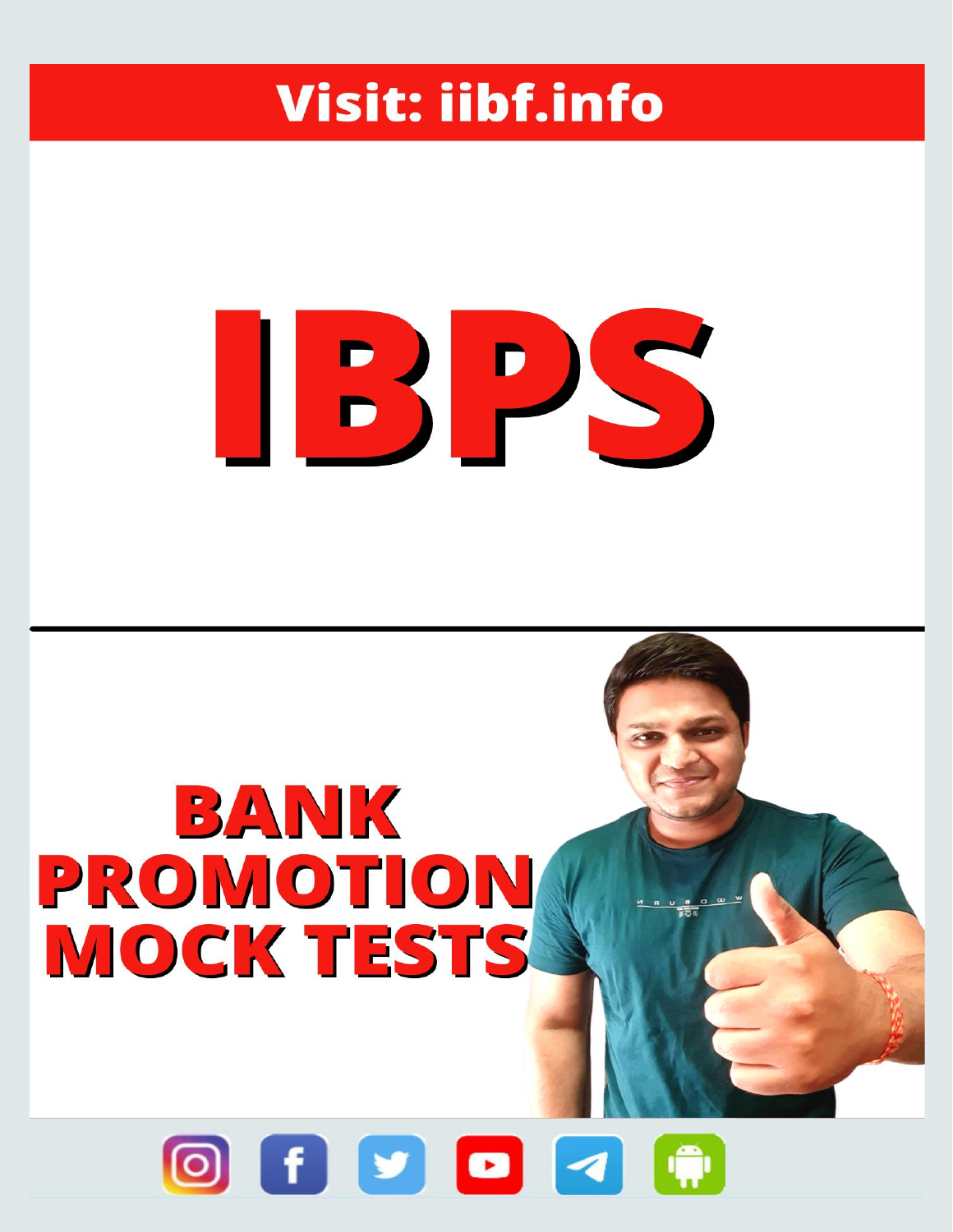**Visit: iibf.info**

# IBPS

## BANK PROMOTION MOCK TESTS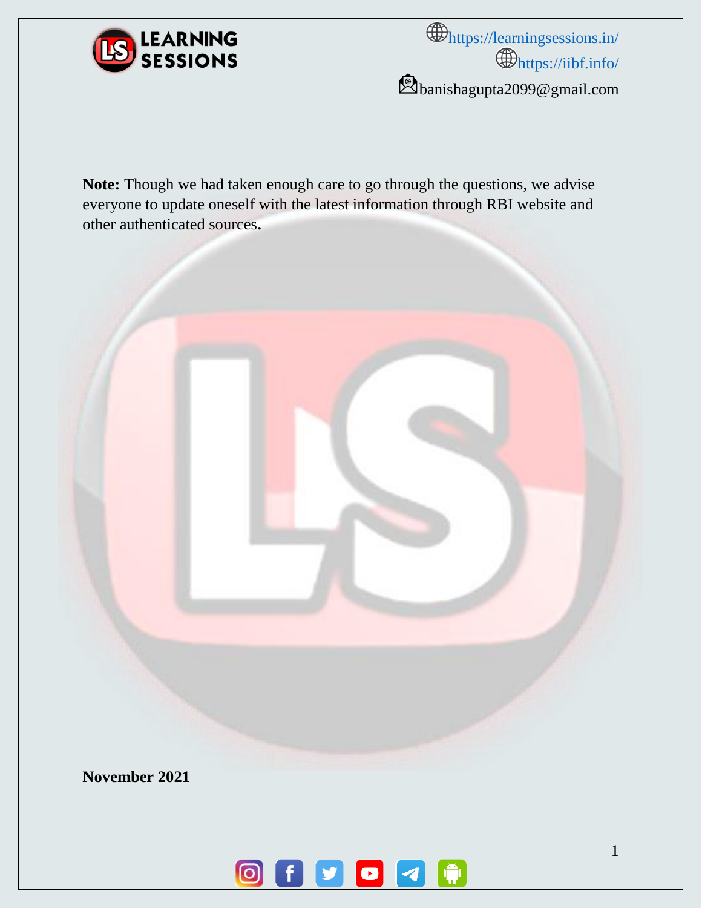**Note:** Though we had taken enough care to go through the questions, we advise everyone to update oneself with the latest information through RBI website and other authenticated sources**.**

**November 2021**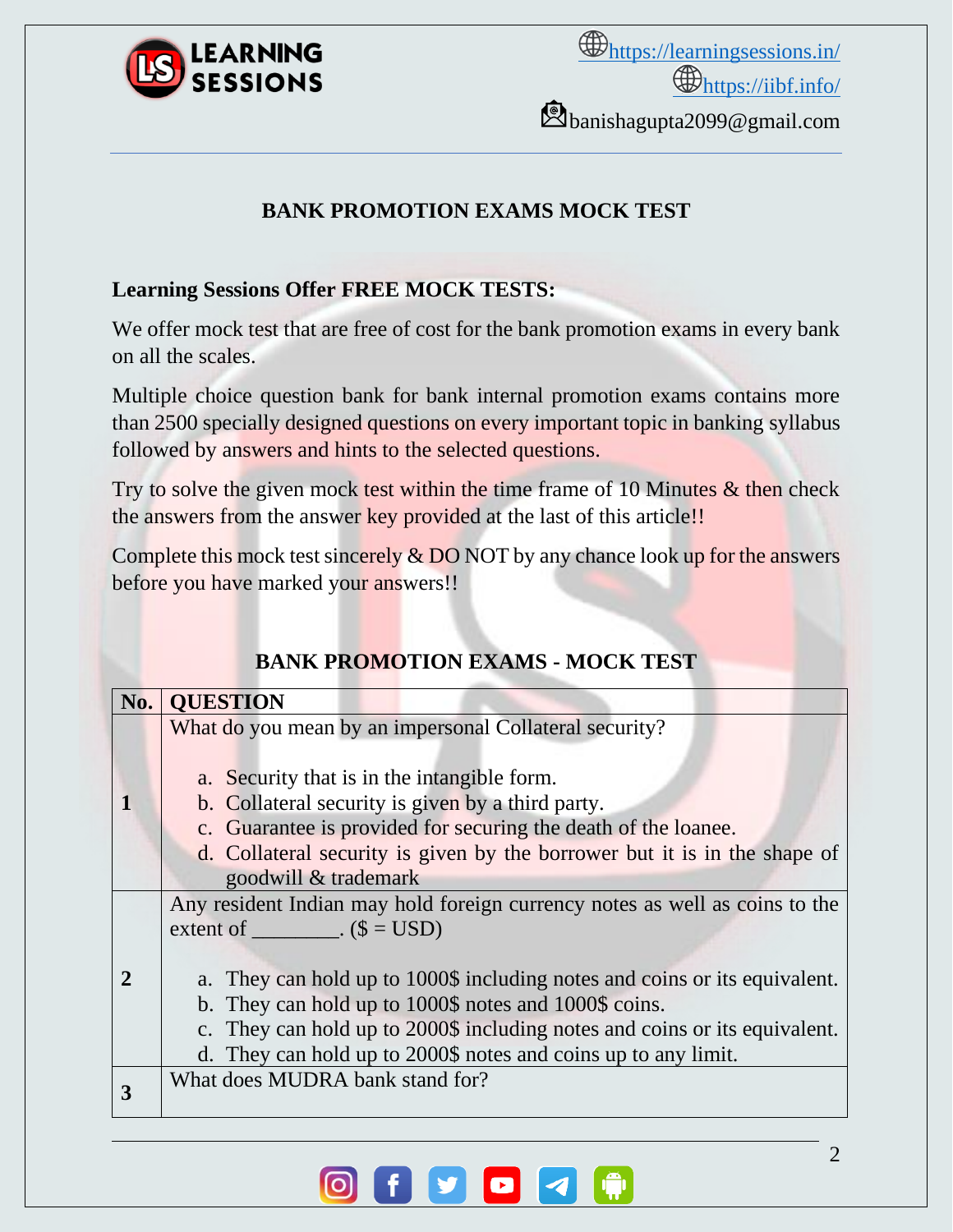## BANK PROMOTION EXAMS MOCK TEST

**Learning Sessions Offer FREE MOCK TESTS:**

We offer mock test that are free of cost for the bank promotion exams in every bank on all the scales.

Multiple choice question bank for bank internal promotion exams contains more than 2500 specially designed questions on every important topic in banking syllabus followed by answers and hints to the selected questions.

Try to solve the given mock test within the time frame of 10 Minutes & then check the answers from the answer key provided at the last of this article!!

Complete this mock test sincerely & DO NOT by any chance look up for the answers before you have marked your answers!!

### BANK PROMOTION EXAMS - MOCK TEST

| No. | QUESTION |
|---|---|
| 1 | What do you mean by an impersonal Collateral security?<br><br>a. Security that is in the intangible form.<br>b. Collateral security is given by a third party.<br>c. Guarantee is provided for securing the death of the loanee.<br>d. Collateral security is given by the borrower but it is in the shape of goodwill & trademark |
| 2 | Any resident Indian may hold foreign currency notes as well as coins to the extent of ________. ($ = USD)<br><br>a. They can hold up to 1000$ including notes and coins or its equivalent.<br>b. They can hold up to 1000$ notes and 1000$ coins.<br>c. They can hold up to 2000$ including notes and coins or its equivalent.<br>d. They can hold up to 2000$ notes and coins up to any limit. |
| 3 | What does MUDRA bank stand for? |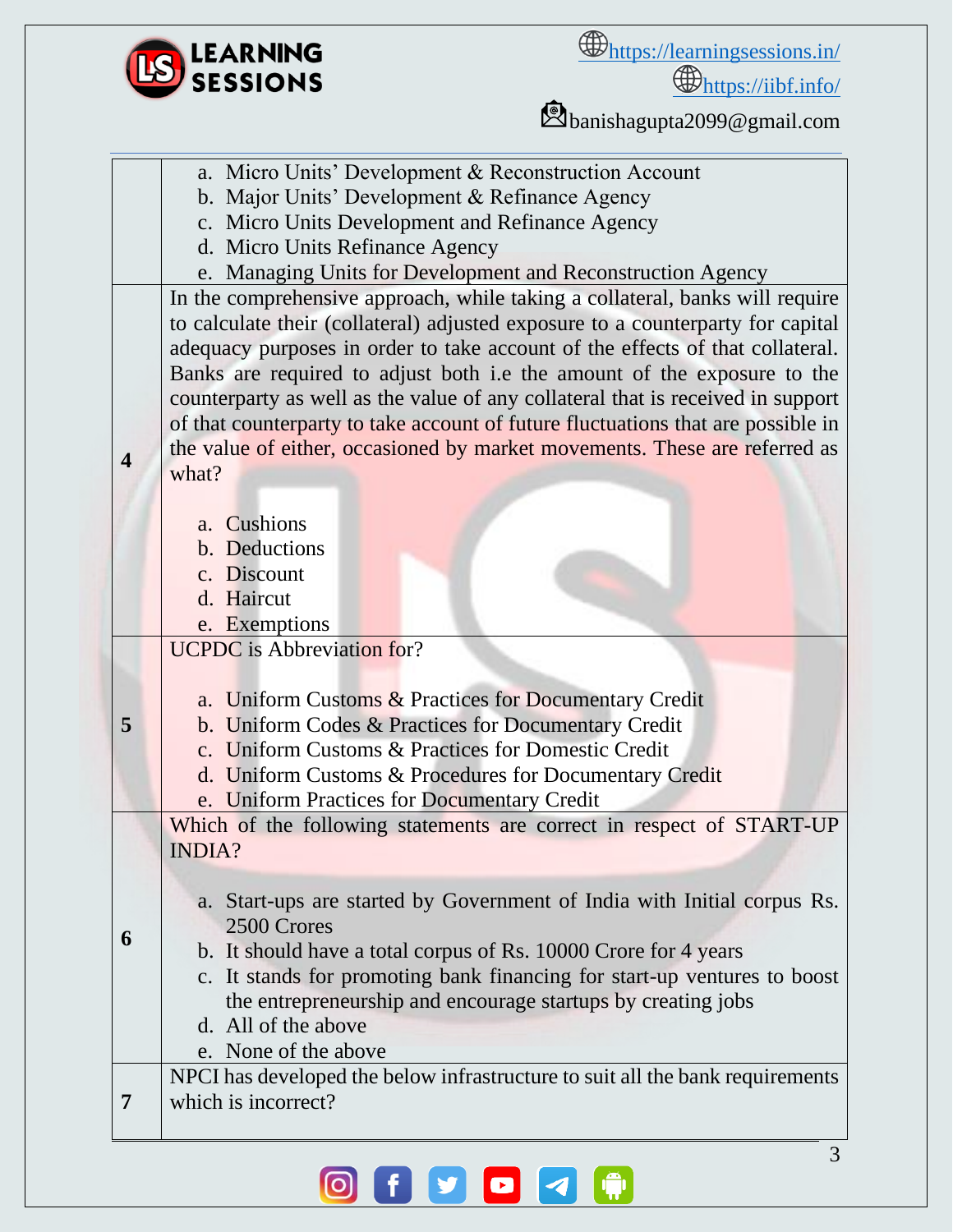| | |
|---|---|
| | a. Micro Units' Development & Reconstruction Account<br>b. Major Units' Development & Refinance Agency<br>c. Micro Units Development and Refinance Agency<br>d. Micro Units Refinance Agency<br>e. Managing Units for Development and Reconstruction Agency |
| **4** | In the comprehensive approach, while taking a collateral, banks will require to calculate their (collateral) adjusted exposure to a counterparty for capital adequacy purposes in order to take account of the effects of that collateral. Banks are required to adjust both i.e the amount of the exposure to the counterparty as well as the value of any collateral that is received in support of that counterparty to take account of future fluctuations that are possible in the value of either, occasioned by market movements. These are referred as what?<br><br>a. Cushions<br>b. Deductions<br>c. Discount<br>d. Haircut<br>e. Exemptions |
| **5** | UCPDC is Abbreviation for?<br><br>a. Uniform Customs & Practices for Documentary Credit<br>b. Uniform Codes & Practices for Documentary Credit<br>c. Uniform Customs & Practices for Domestic Credit<br>d. Uniform Customs & Procedures for Documentary Credit<br>e. Uniform Practices for Documentary Credit |
| **6** | Which of the following statements are correct in respect of START-UP INDIA?<br><br>a. Start-ups are started by Government of India with Initial corpus Rs. 2500 Crores<br>b. It should have a total corpus of Rs. 10000 Crore for 4 years<br>c. It stands for promoting bank financing for start-up ventures to boost the entrepreneurship and encourage startups by creating jobs<br>d. All of the above<br>e. None of the above |
| **7** | NPCI has developed the below infrastructure to suit all the bank requirements which is incorrect? |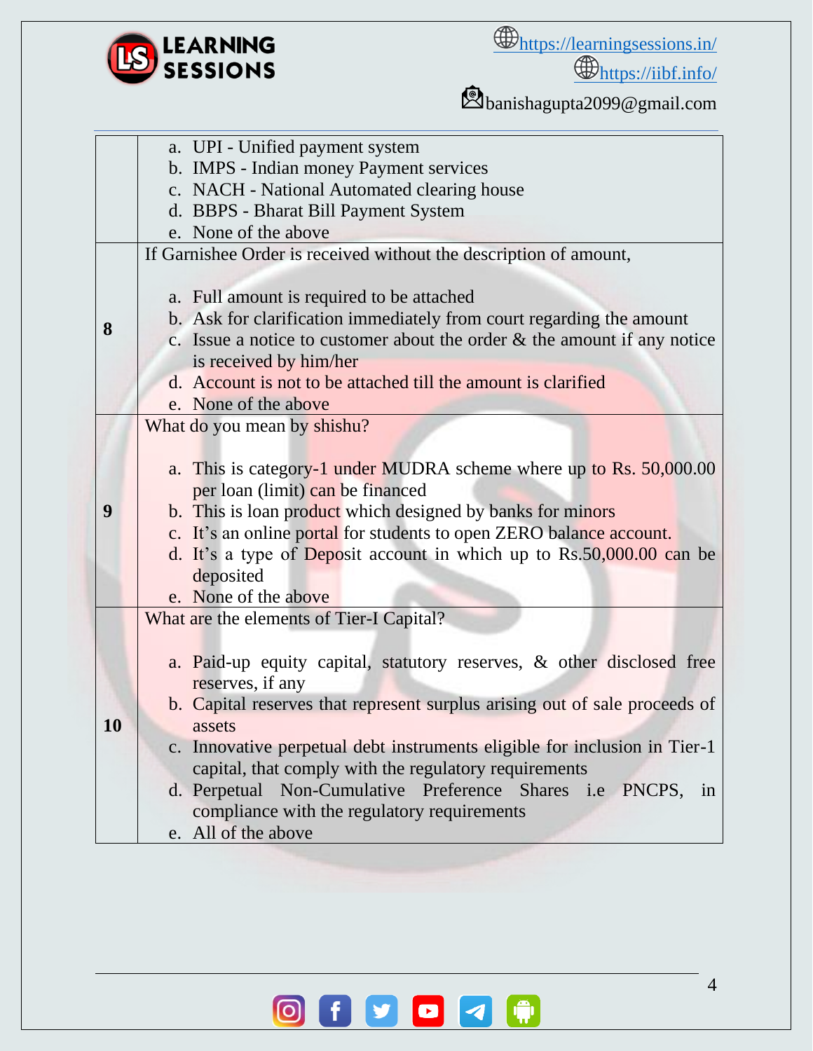| | |
|---|---|
| | a. UPI - Unified payment system<br>b. IMPS - Indian money Payment services<br>c. NACH - National Automated clearing house<br>d. BBPS - Bharat Bill Payment System<br>e. None of the above |
| **8** | If Garnishee Order is received without the description of amount,<br><br>a. Full amount is required to be attached<br>b. Ask for clarification immediately from court regarding the amount<br>c. Issue a notice to customer about the order & the amount if any notice is received by him/her<br>d. Account is not to be attached till the amount is clarified<br>e. None of the above |
| **9** | What do you mean by shishu?<br><br>a. This is category-1 under MUDRA scheme where up to Rs. 50,000.00 per loan (limit) can be financed<br>b. This is loan product which designed by banks for minors<br>c. It's an online portal for students to open ZERO balance account.<br>d. It's a type of Deposit account in which up to Rs.50,000.00 can be deposited<br>e. None of the above |
| **10** | What are the elements of Tier-I Capital?<br><br>a. Paid-up equity capital, statutory reserves, & other disclosed free reserves, if any<br>b. Capital reserves that represent surplus arising out of sale proceeds of assets<br>c. Innovative perpetual debt instruments eligible for inclusion in Tier-1 capital, that comply with the regulatory requirements<br>d. Perpetual Non-Cumulative Preference Shares i.e PNCPS, in compliance with the regulatory requirements<br>e. All of the above |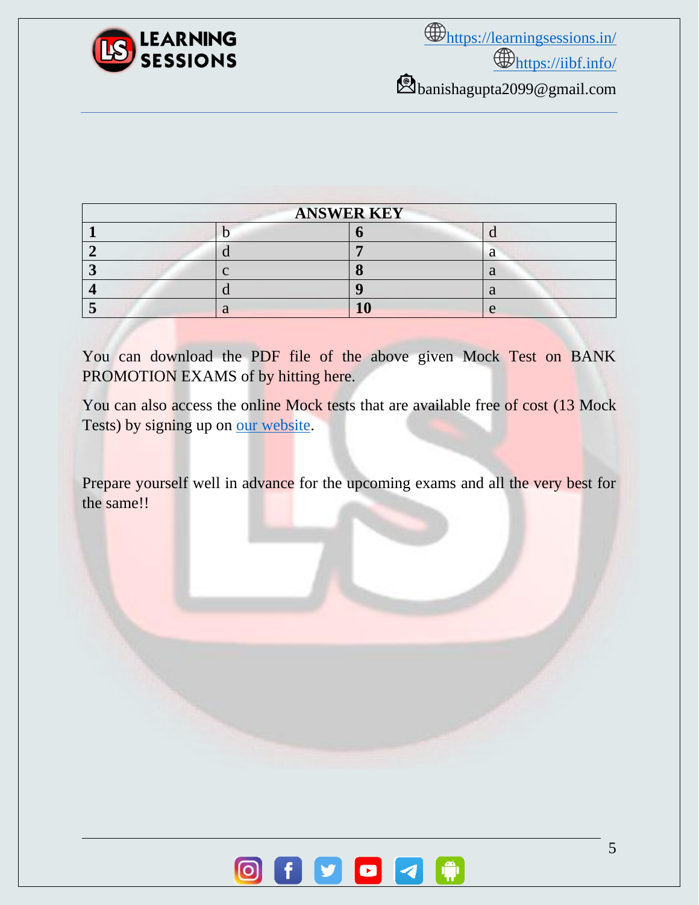| ANSWER KEY | | | |
|---|---|---|---|
| **1** | b | **6** | d |
| **2** | d | **7** | a |
| **3** | c | **8** | a |
| **4** | d | **9** | a |
| **5** | a | **10** | e |

You can download the PDF file of the above given Mock Test on BANK PROMOTION EXAMS of by hitting here.

You can also access the online Mock tests that are available free of cost (13 Mock Tests) by signing up on our website.

Prepare yourself well in advance for the upcoming exams and all the very best for the same!!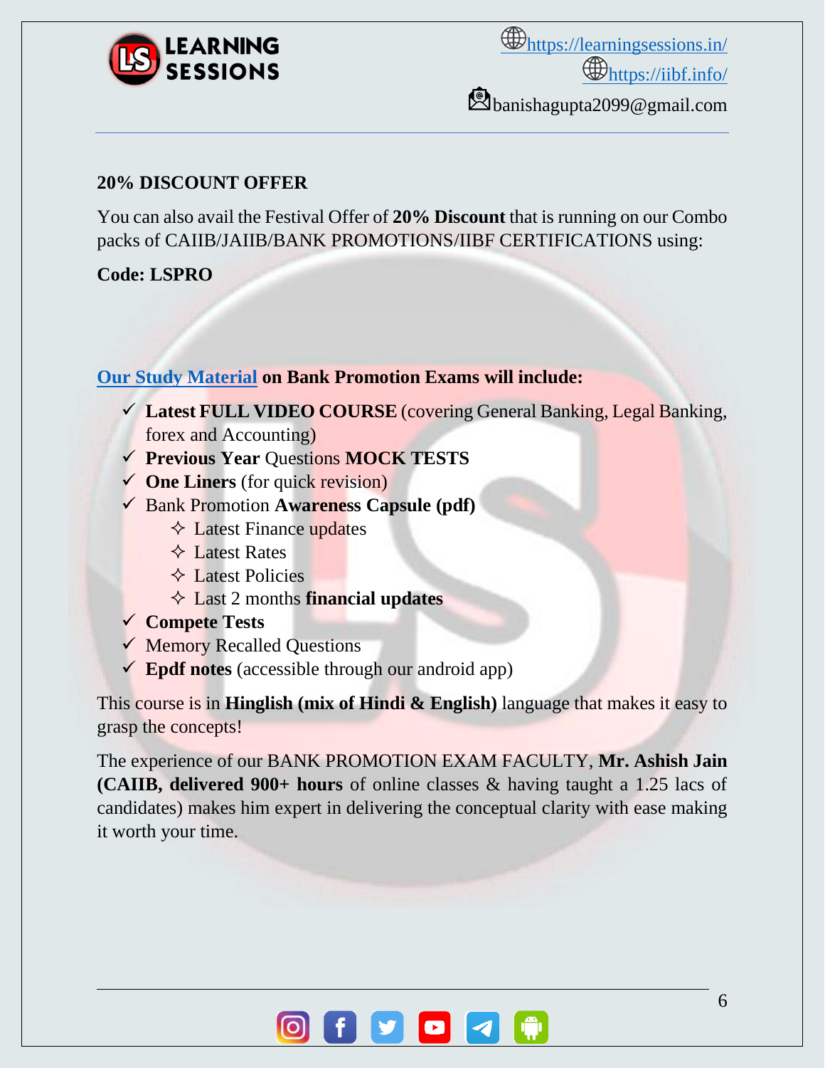## 20% DISCOUNT OFFER

You can also avail the Festival Offer of **20% Discount** that is running on our Combo packs of CAIIB/JAIIB/BANK PROMOTIONS/IIBF CERTIFICATIONS using:

**Code: LSPRO**

**Our Study Material on Bank Promotion Exams will include:**

- ✓ **Latest FULL VIDEO COURSE** (covering General Banking, Legal Banking, forex and Accounting)
- ✓ **Previous Year** Questions **MOCK TESTS**
- ✓ **One Liners** (for quick revision)
- ✓ Bank Promotion **Awareness Capsule (pdf)**
    - ✧ Latest Finance updates
    - ✧ Latest Rates
    - ✧ Latest Policies
    - ✧ Last 2 months **financial updates**
- ✓ **Compete Tests**
- ✓ Memory Recalled Questions
- ✓ **Epdf notes** (accessible through our android app)

This course is in **Hinglish (mix of Hindi & English)** language that makes it easy to grasp the concepts!

The experience of our BANK PROMOTION EXAM FACULTY, **Mr. Ashish Jain (CAIIB, delivered 900+ hours** of online classes & having taught a 1.25 lacs of candidates) makes him expert in delivering the conceptual clarity with ease making it worth your time.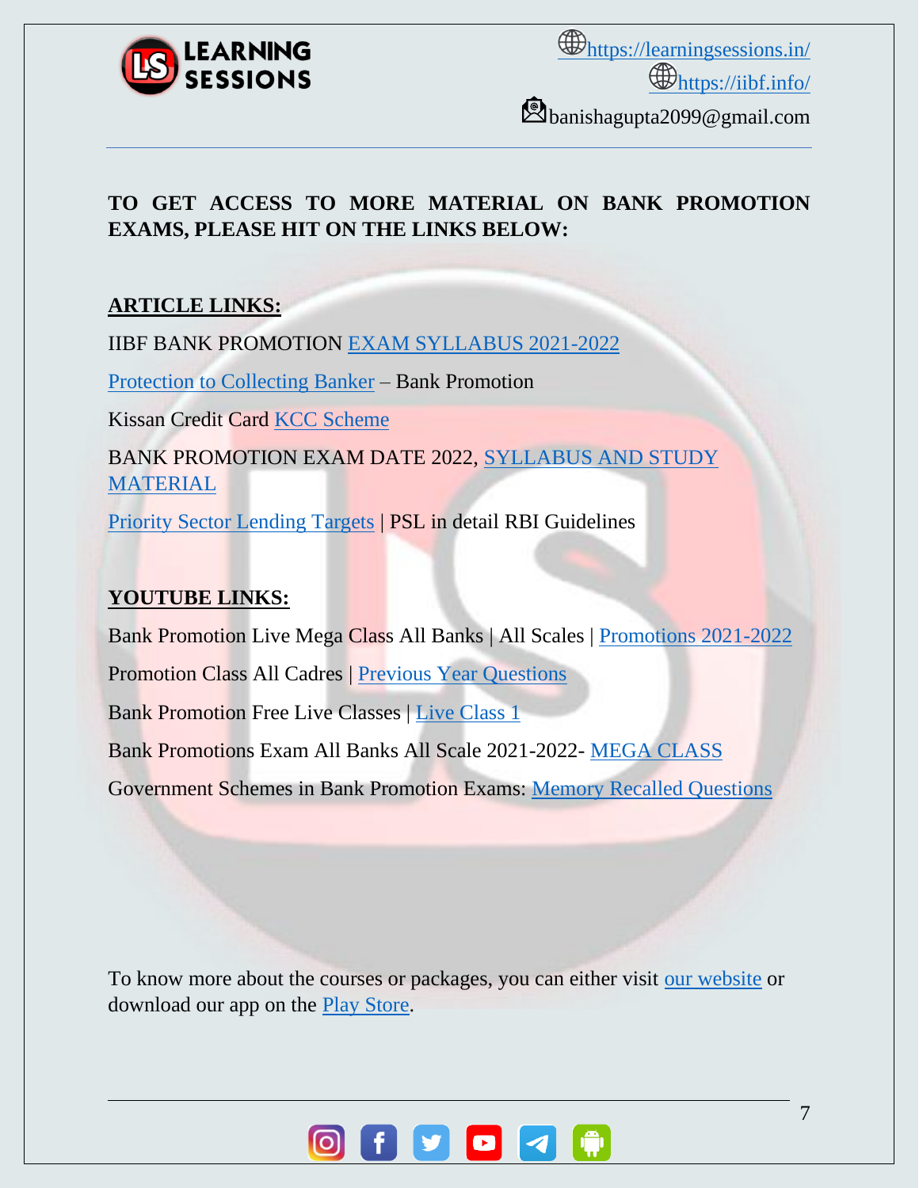**TO GET ACCESS TO MORE MATERIAL ON BANK PROMOTION EXAMS, PLEASE HIT ON THE LINKS BELOW:**

## ARTICLE LINKS:

IIBF BANK PROMOTION EXAM SYLLABUS 2021-2022

Protection to Collecting Banker – Bank Promotion

Kissan Credit Card KCC Scheme

BANK PROMOTION EXAM DATE 2022, SYLLABUS AND STUDY MATERIAL

Priority Sector Lending Targets | PSL in detail RBI Guidelines

## YOUTUBE LINKS:

Bank Promotion Live Mega Class All Banks | All Scales | Promotions 2021-2022

Promotion Class All Cadres | Previous Year Questions

Bank Promotion Free Live Classes | Live Class 1

Bank Promotions Exam All Banks All Scale 2021-2022- MEGA CLASS

Government Schemes in Bank Promotion Exams: Memory Recalled Questions

To know more about the courses or packages, you can either visit our website or download our app on the Play Store.